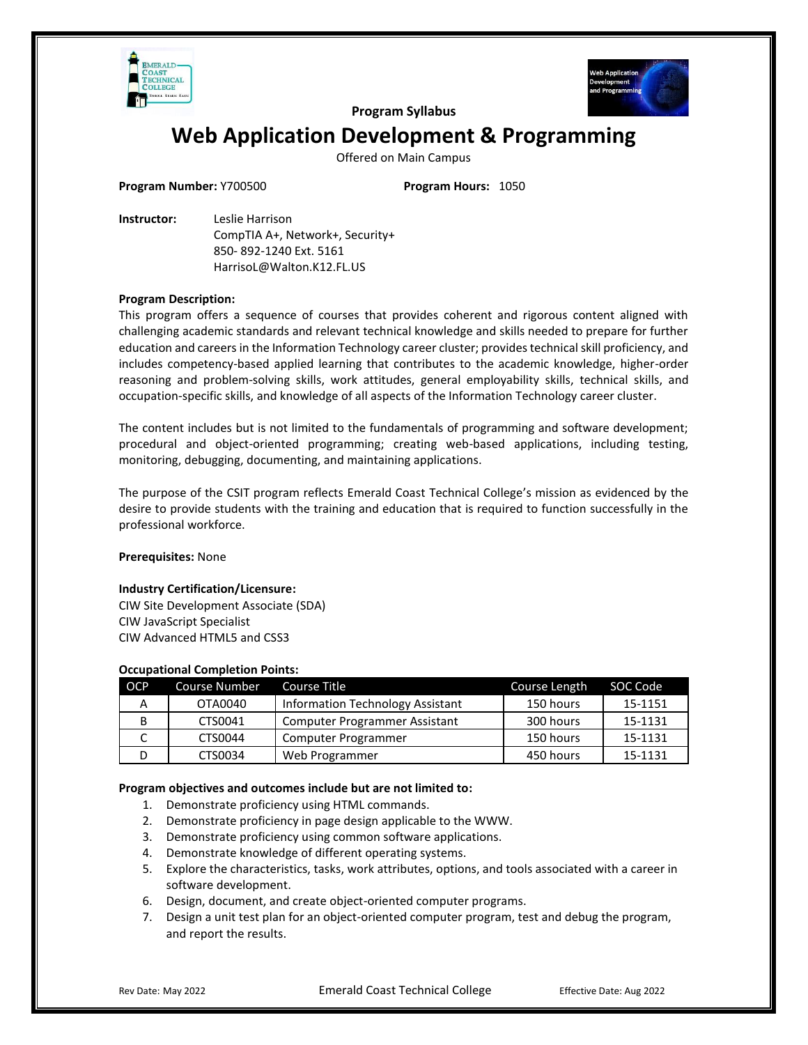Program Syllabus

# Web Application Development & Programming

Offered on Main Campus

**Program Number:** Y700500 **Program Hours:** 1050

**Instructor:** Leslie Harrison
CompTIA A+, Network+, Security+
850- 892-1240 Ext. 5161
HarrisoL@Walton.K12.FL.US

**Program Description:**

This program offers a sequence of courses that provides coherent and rigorous content aligned with challenging academic standards and relevant technical knowledge and skills needed to prepare for further education and careers in the Information Technology career cluster; provides technical skill proficiency, and includes competency-based applied learning that contributes to the academic knowledge, higher-order reasoning and problem-solving skills, work attitudes, general employability skills, technical skills, and occupation-specific skills, and knowledge of all aspects of the Information Technology career cluster.

The content includes but is not limited to the fundamentals of programming and software development; procedural and object-oriented programming; creating web-based applications, including testing, monitoring, debugging, documenting, and maintaining applications.

The purpose of the CSIT program reflects Emerald Coast Technical College's mission as evidenced by the desire to provide students with the training and education that is required to function successfully in the professional workforce.

**Prerequisites:** None

**Industry Certification/Licensure:**
CIW Site Development Associate (SDA)
CIW JavaScript Specialist
CIW Advanced HTML5 and CSS3

**Occupational Completion Points:**

| OCP | Course Number | Course Title | Course Length | SOC Code |
|---|---|---|---|---|
| A | OTA0040 | Information Technology Assistant | 150 hours | 15-1151 |
| B | CTS0041 | Computer Programmer Assistant | 300 hours | 15-1131 |
| C | CTS0044 | Computer Programmer | 150 hours | 15-1131 |
| D | CTS0034 | Web Programmer | 450 hours | 15-1131 |

**Program objectives and outcomes include but are not limited to:**

1. Demonstrate proficiency using HTML commands.
2. Demonstrate proficiency in page design applicable to the WWW.
3. Demonstrate proficiency using common software applications.
4. Demonstrate knowledge of different operating systems.
5. Explore the characteristics, tasks, work attributes, options, and tools associated with a career in software development.
6. Design, document, and create object-oriented computer programs.
7. Design a unit test plan for an object-oriented computer program, test and debug the program, and report the results.

Rev Date: May 2022 Emerald Coast Technical College Effective Date: Aug 2022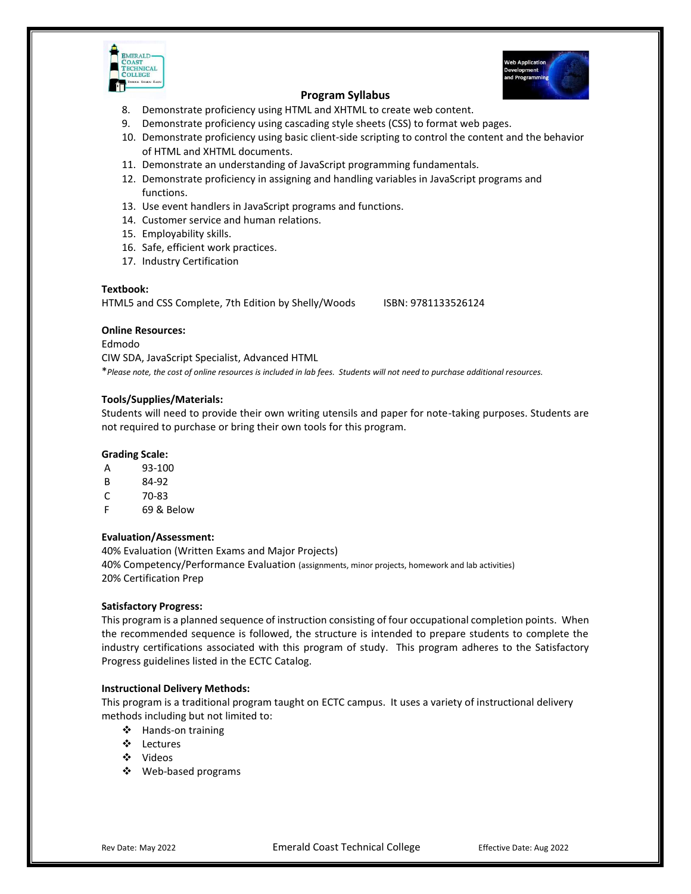8. Demonstrate proficiency using HTML and XHTML to create web content.
9. Demonstrate proficiency using cascading style sheets (CSS) to format web pages.
10. Demonstrate proficiency using basic client-side scripting to control the content and the behavior of HTML and XHTML documents.
11. Demonstrate an understanding of JavaScript programming fundamentals.
12. Demonstrate proficiency in assigning and handling variables in JavaScript programs and functions.
13. Use event handlers in JavaScript programs and functions.
14. Customer service and human relations.
15. Employability skills.
16. Safe, efficient work practices.
17. Industry Certification

**Textbook:**
HTML5 and CSS Complete, 7th Edition by Shelly/Woods ISBN: 9781133526124

**Online Resources:**
Edmodo
CIW SDA, JavaScript Specialist, Advanced HTML
**Please note, the cost of online resources is included in lab fees. Students will not need to purchase additional resources.*

**Tools/Supplies/Materials:**
Students will need to provide their own writing utensils and paper for note-taking purposes. Students are not required to purchase or bring their own tools for this program.

**Grading Scale:**

| | |
|---|---|
| A | 93-100 |
| B | 84-92 |
| C | 70-83 |
| F | 69 & Below |

**Evaluation/Assessment:**
40% Evaluation (Written Exams and Major Projects)
40% Competency/Performance Evaluation (assignments, minor projects, homework and lab activities)
20% Certification Prep

**Satisfactory Progress:**
This program is a planned sequence of instruction consisting of four occupational completion points. When the recommended sequence is followed, the structure is intended to prepare students to complete the industry certifications associated with this program of study. This program adheres to the Satisfactory Progress guidelines listed in the ECTC Catalog.

**Instructional Delivery Methods:**
This program is a traditional program taught on ECTC campus. It uses a variety of instructional delivery methods including but not limited to:

- Hands-on training
- Lectures
- Videos
- Web-based programs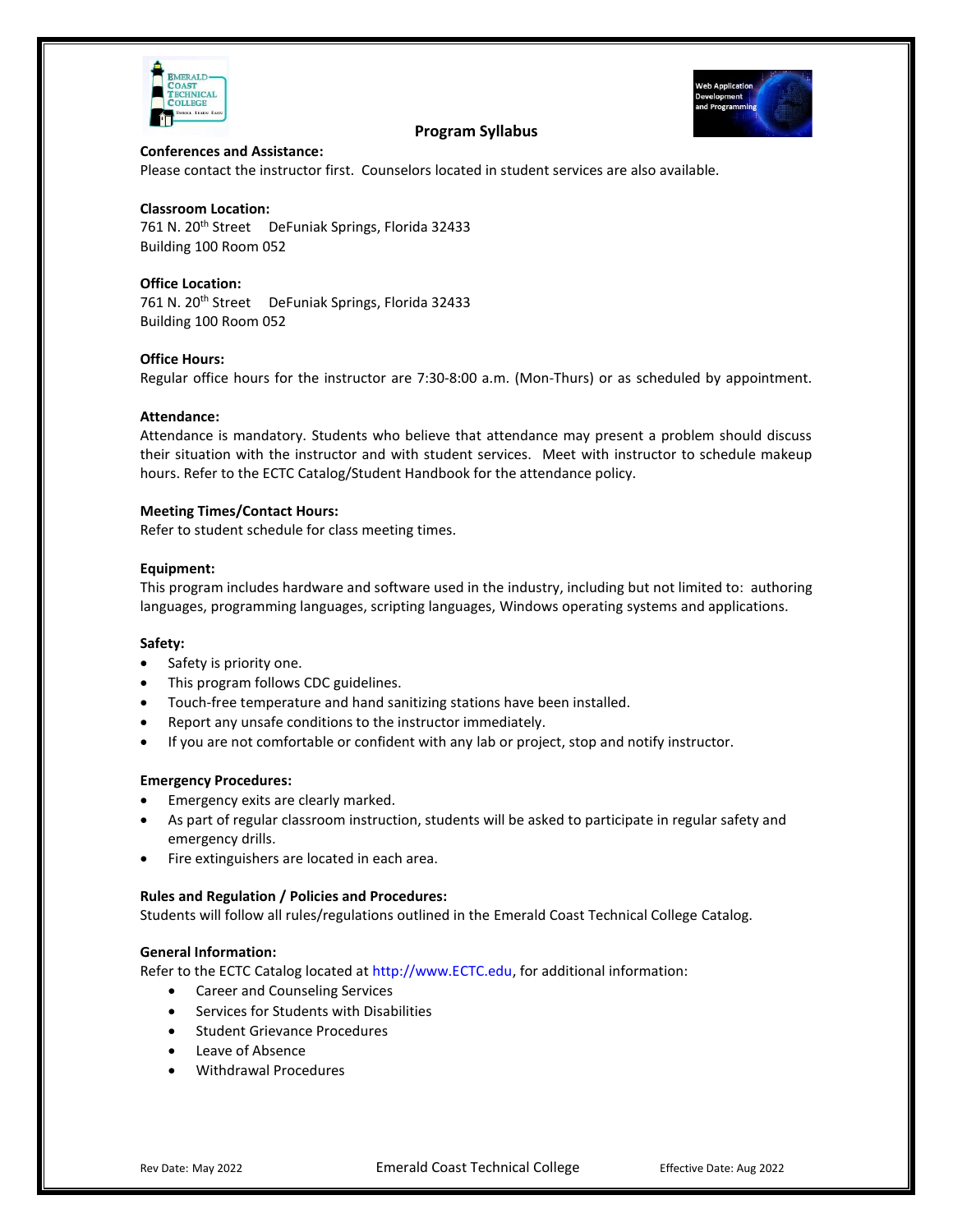## Program Syllabus

**Conferences and Assistance:**
Please contact the instructor first. Counselors located in student services are also available.

**Classroom Location:**
761 N. 20th Street DeFuniak Springs, Florida 32433
Building 100 Room 052

**Office Location:**
761 N. 20th Street DeFuniak Springs, Florida 32433
Building 100 Room 052

**Office Hours:**
Regular office hours for the instructor are 7:30-8:00 a.m. (Mon-Thurs) or as scheduled by appointment.

**Attendance:**
Attendance is mandatory. Students who believe that attendance may present a problem should discuss their situation with the instructor and with student services. Meet with instructor to schedule makeup hours. Refer to the ECTC Catalog/Student Handbook for the attendance policy.

**Meeting Times/Contact Hours:**
Refer to student schedule for class meeting times.

**Equipment:**
This program includes hardware and software used in the industry, including but not limited to: authoring languages, programming languages, scripting languages, Windows operating systems and applications.

**Safety:**

- Safety is priority one.
- This program follows CDC guidelines.
- Touch-free temperature and hand sanitizing stations have been installed.
- Report any unsafe conditions to the instructor immediately.
- If you are not comfortable or confident with any lab or project, stop and notify instructor.

**Emergency Procedures:**

- Emergency exits are clearly marked.
- As part of regular classroom instruction, students will be asked to participate in regular safety and emergency drills.
- Fire extinguishers are located in each area.

**Rules and Regulation / Policies and Procedures:**
Students will follow all rules/regulations outlined in the Emerald Coast Technical College Catalog.

**General Information:**
Refer to the ECTC Catalog located at http://www.ECTC.edu, for additional information:

- Career and Counseling Services
- Services for Students with Disabilities
- Student Grievance Procedures
- Leave of Absence
- Withdrawal Procedures